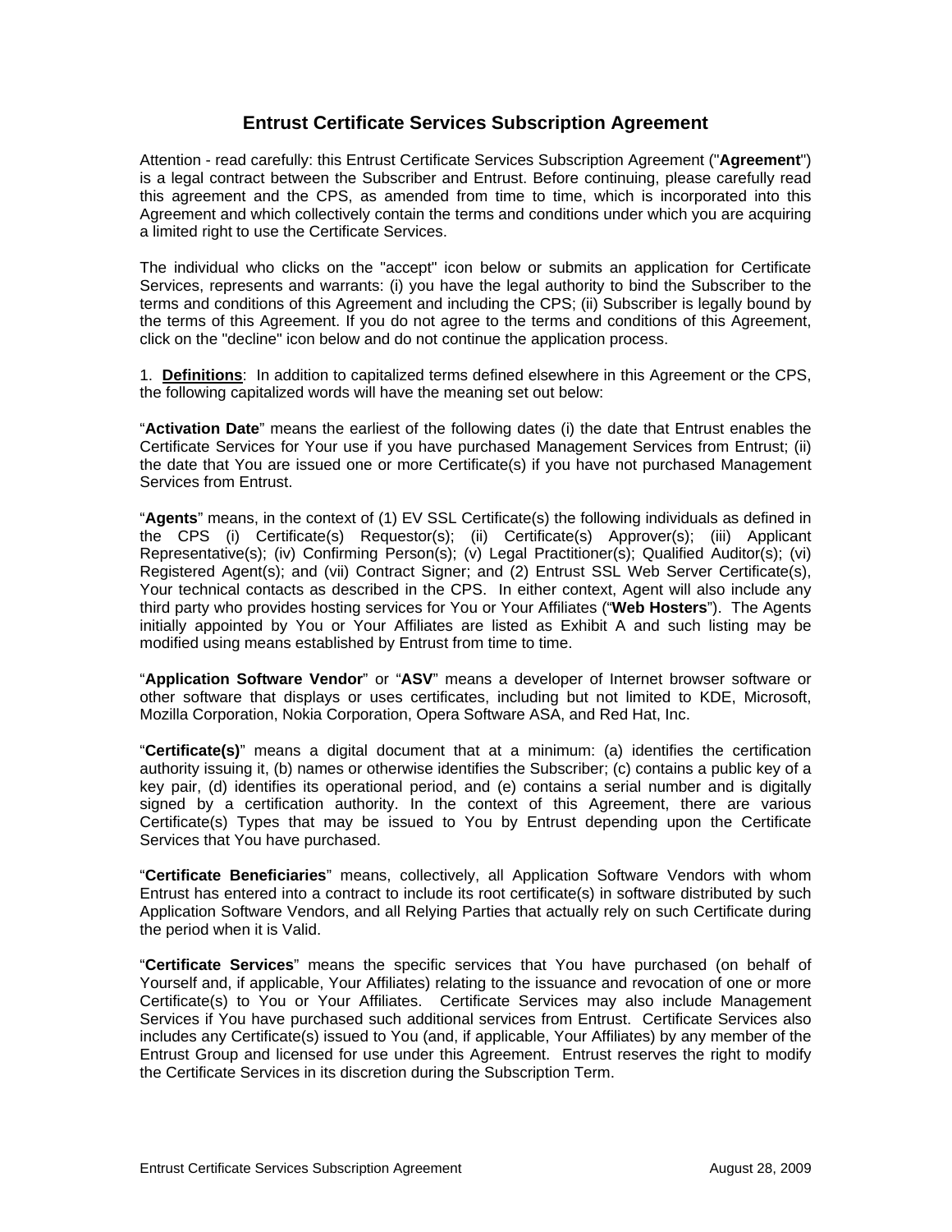# Entrust Certificate Services Subscription Agreement

Attention - read carefully: this Entrust Certificate Services Subscription Agreement ("**Agreement**") is a legal contract between the Subscriber and Entrust. Before continuing, please carefully read this agreement and the CPS, as amended from time to time, which is incorporated into this Agreement and which collectively contain the terms and conditions under which you are acquiring a limited right to use the Certificate Services.

The individual who clicks on the "accept" icon below or submits an application for Certificate Services, represents and warrants: (i) you have the legal authority to bind the Subscriber to the terms and conditions of this Agreement and including the CPS; (ii) Subscriber is legally bound by the terms of this Agreement. If you do not agree to the terms and conditions of this Agreement, click on the "decline" icon below and do not continue the application process.

1. **<u>Definitions</u>**: In addition to capitalized terms defined elsewhere in this Agreement or the CPS, the following capitalized words will have the meaning set out below:

"**Activation Date**" means the earliest of the following dates (i) the date that Entrust enables the Certificate Services for Your use if you have purchased Management Services from Entrust; (ii) the date that You are issued one or more Certificate(s) if you have not purchased Management Services from Entrust.

"**Agents**" means, in the context of (1) EV SSL Certificate(s) the following individuals as defined in the CPS (i) Certificate(s) Requestor(s); (ii) Certificate(s) Approver(s); (iii) Applicant Representative(s); (iv) Confirming Person(s); (v) Legal Practitioner(s); Qualified Auditor(s); (vi) Registered Agent(s); and (vii) Contract Signer; and (2) Entrust SSL Web Server Certificate(s), Your technical contacts as described in the CPS. In either context, Agent will also include any third party who provides hosting services for You or Your Affiliates ("**Web Hosters**"). The Agents initially appointed by You or Your Affiliates are listed as Exhibit A and such listing may be modified using means established by Entrust from time to time.

"**Application Software Vendor**" or "**ASV**" means a developer of Internet browser software or other software that displays or uses certificates, including but not limited to KDE, Microsoft, Mozilla Corporation, Nokia Corporation, Opera Software ASA, and Red Hat, Inc.

"**Certificate(s)**" means a digital document that at a minimum: (a) identifies the certification authority issuing it, (b) names or otherwise identifies the Subscriber; (c) contains a public key of a key pair, (d) identifies its operational period, and (e) contains a serial number and is digitally signed by a certification authority. In the context of this Agreement, there are various Certificate(s) Types that may be issued to You by Entrust depending upon the Certificate Services that You have purchased.

"**Certificate Beneficiaries**" means, collectively, all Application Software Vendors with whom Entrust has entered into a contract to include its root certificate(s) in software distributed by such Application Software Vendors, and all Relying Parties that actually rely on such Certificate during the period when it is Valid.

"**Certificate Services**" means the specific services that You have purchased (on behalf of Yourself and, if applicable, Your Affiliates) relating to the issuance and revocation of one or more Certificate(s) to You or Your Affiliates. Certificate Services may also include Management Services if You have purchased such additional services from Entrust. Certificate Services also includes any Certificate(s) issued to You (and, if applicable, Your Affiliates) by any member of the Entrust Group and licensed for use under this Agreement. Entrust reserves the right to modify the Certificate Services in its discretion during the Subscription Term.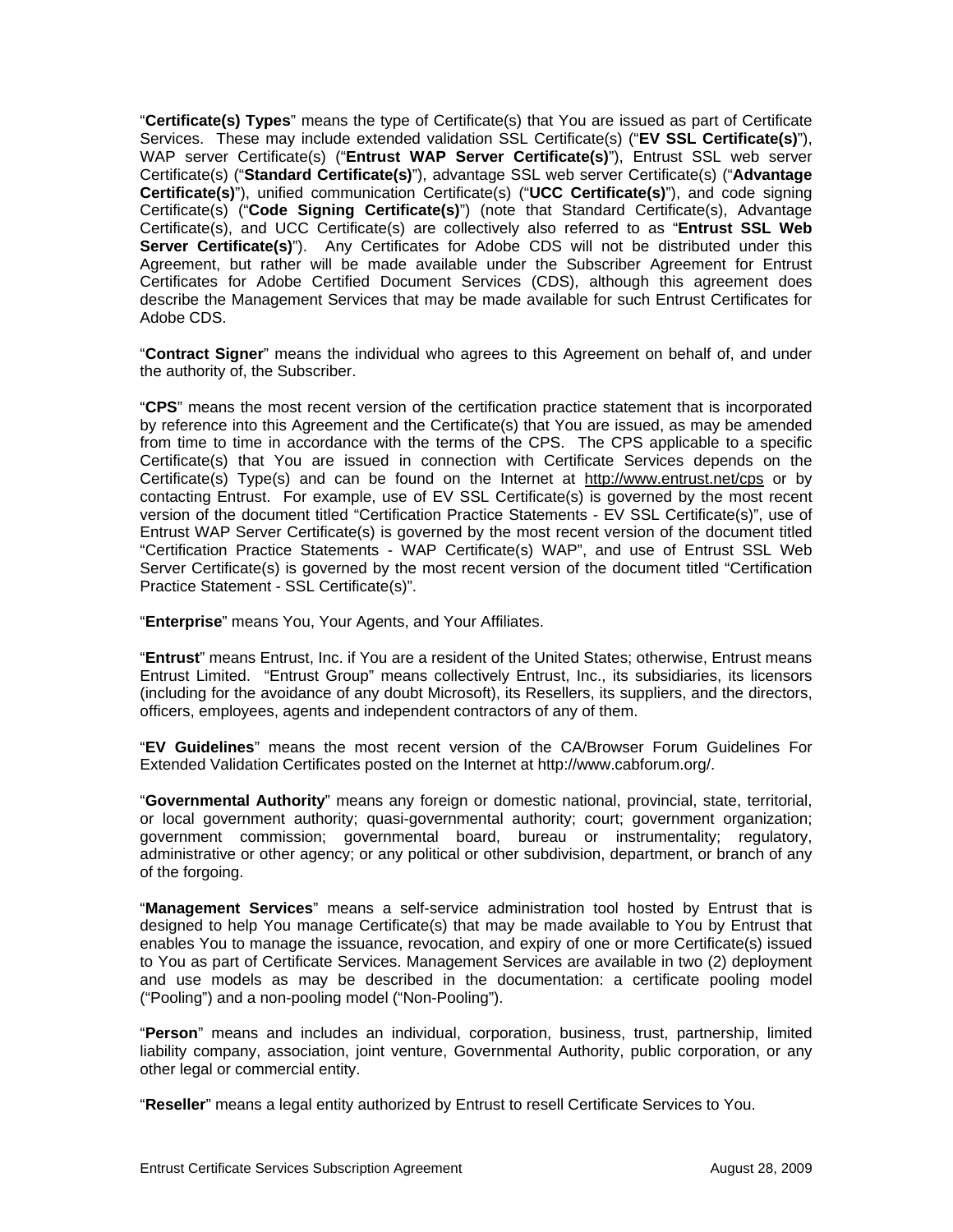"**Certificate(s) Types**" means the type of Certificate(s) that You are issued as part of Certificate Services. These may include extended validation SSL Certificate(s) ("**EV SSL Certificate(s)**"), WAP server Certificate(s) ("**Entrust WAP Server Certificate(s)**"), Entrust SSL web server Certificate(s) ("**Standard Certificate(s)**"), advantage SSL web server Certificate(s) ("**Advantage Certificate(s)**"), unified communication Certificate(s) ("**UCC Certificate(s)**"), and code signing Certificate(s) ("**Code Signing Certificate(s)**") (note that Standard Certificate(s), Advantage Certificate(s), and UCC Certificate(s) are collectively also referred to as "**Entrust SSL Web Server Certificate(s)**"). Any Certificates for Adobe CDS will not be distributed under this Agreement, but rather will be made available under the Subscriber Agreement for Entrust Certificates for Adobe Certified Document Services (CDS), although this agreement does describe the Management Services that may be made available for such Entrust Certificates for Adobe CDS.

"**Contract Signer**" means the individual who agrees to this Agreement on behalf of, and under the authority of, the Subscriber.

"**CPS**" means the most recent version of the certification practice statement that is incorporated by reference into this Agreement and the Certificate(s) that You are issued, as may be amended from time to time in accordance with the terms of the CPS. The CPS applicable to a specific Certificate(s) that You are issued in connection with Certificate Services depends on the Certificate(s) Type(s) and can be found on the Internet at http://www.entrust.net/cps or by contacting Entrust. For example, use of EV SSL Certificate(s) is governed by the most recent version of the document titled "Certification Practice Statements - EV SSL Certificate(s)", use of Entrust WAP Server Certificate(s) is governed by the most recent version of the document titled "Certification Practice Statements - WAP Certificate(s) WAP", and use of Entrust SSL Web Server Certificate(s) is governed by the most recent version of the document titled "Certification Practice Statement - SSL Certificate(s)".

"**Enterprise**" means You, Your Agents, and Your Affiliates.

"**Entrust**" means Entrust, Inc. if You are a resident of the United States; otherwise, Entrust means Entrust Limited. "Entrust Group" means collectively Entrust, Inc., its subsidiaries, its licensors (including for the avoidance of any doubt Microsoft), its Resellers, its suppliers, and the directors, officers, employees, agents and independent contractors of any of them.

"**EV Guidelines**" means the most recent version of the CA/Browser Forum Guidelines For Extended Validation Certificates posted on the Internet at http://www.cabforum.org/.

"**Governmental Authority**" means any foreign or domestic national, provincial, state, territorial, or local government authority; quasi-governmental authority; court; government organization; government commission; governmental board, bureau or instrumentality; regulatory, administrative or other agency; or any political or other subdivision, department, or branch of any of the forgoing.

"**Management Services**" means a self-service administration tool hosted by Entrust that is designed to help You manage Certificate(s) that may be made available to You by Entrust that enables You to manage the issuance, revocation, and expiry of one or more Certificate(s) issued to You as part of Certificate Services. Management Services are available in two (2) deployment and use models as may be described in the documentation: a certificate pooling model ("Pooling") and a non-pooling model ("Non-Pooling").

"**Person**" means and includes an individual, corporation, business, trust, partnership, limited liability company, association, joint venture, Governmental Authority, public corporation, or any other legal or commercial entity.

"**Reseller**" means a legal entity authorized by Entrust to resell Certificate Services to You.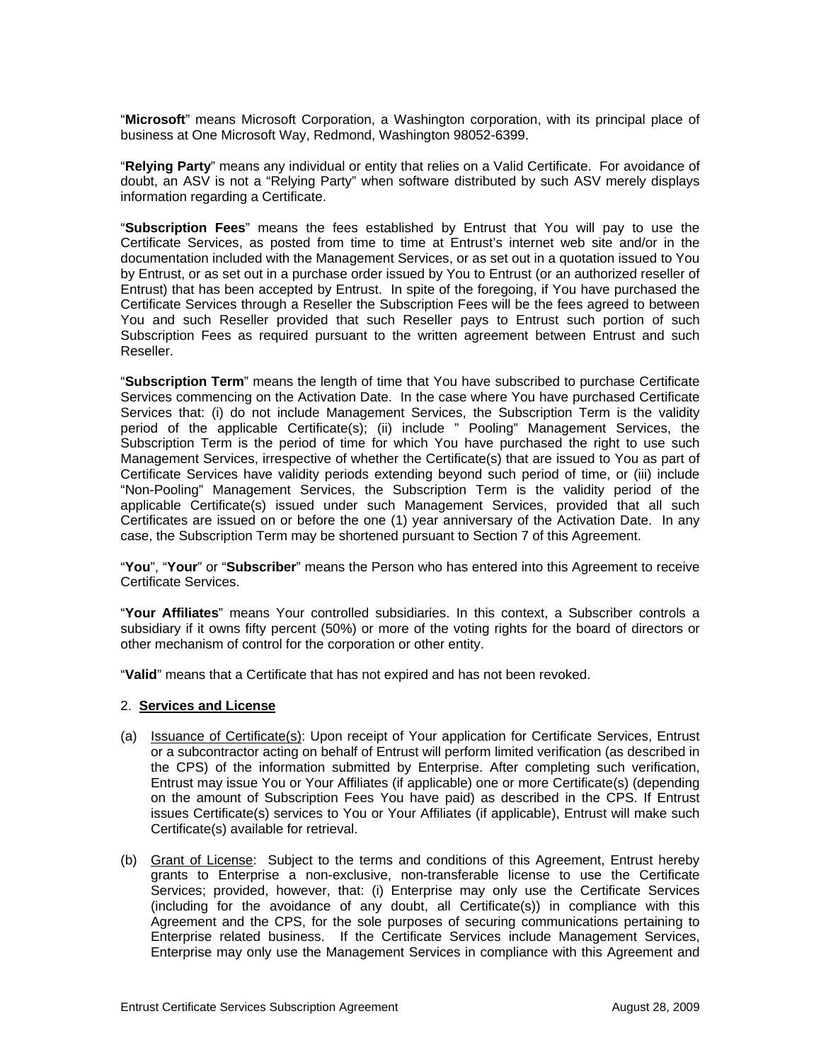"**Microsoft**" means Microsoft Corporation, a Washington corporation, with its principal place of business at One Microsoft Way, Redmond, Washington 98052-6399.

"**Relying Party**" means any individual or entity that relies on a Valid Certificate. For avoidance of doubt, an ASV is not a "Relying Party" when software distributed by such ASV merely displays information regarding a Certificate.

"**Subscription Fees**" means the fees established by Entrust that You will pay to use the Certificate Services, as posted from time to time at Entrust's internet web site and/or in the documentation included with the Management Services, or as set out in a quotation issued to You by Entrust, or as set out in a purchase order issued by You to Entrust (or an authorized reseller of Entrust) that has been accepted by Entrust. In spite of the foregoing, if You have purchased the Certificate Services through a Reseller the Subscription Fees will be the fees agreed to between You and such Reseller provided that such Reseller pays to Entrust such portion of such Subscription Fees as required pursuant to the written agreement between Entrust and such Reseller.

"**Subscription Term**" means the length of time that You have subscribed to purchase Certificate Services commencing on the Activation Date. In the case where You have purchased Certificate Services that: (i) do not include Management Services, the Subscription Term is the validity period of the applicable Certificate(s); (ii) include " Pooling" Management Services, the Subscription Term is the period of time for which You have purchased the right to use such Management Services, irrespective of whether the Certificate(s) that are issued to You as part of Certificate Services have validity periods extending beyond such period of time, or (iii) include "Non-Pooling" Management Services, the Subscription Term is the validity period of the applicable Certificate(s) issued under such Management Services, provided that all such Certificates are issued on or before the one (1) year anniversary of the Activation Date. In any case, the Subscription Term may be shortened pursuant to Section 7 of this Agreement.

"**You**", "**Your**" or "**Subscriber**" means the Person who has entered into this Agreement to receive Certificate Services.

"**Your Affiliates**" means Your controlled subsidiaries. In this context, a Subscriber controls a subsidiary if it owns fifty percent (50%) or more of the voting rights for the board of directors or other mechanism of control for the corporation or other entity.

"**Valid**" means that a Certificate that has not expired and has not been revoked.

2. **Services and License**

(a) Issuance of Certificate(s): Upon receipt of Your application for Certificate Services, Entrust or a subcontractor acting on behalf of Entrust will perform limited verification (as described in the CPS) of the information submitted by Enterprise. After completing such verification, Entrust may issue You or Your Affiliates (if applicable) one or more Certificate(s) (depending on the amount of Subscription Fees You have paid) as described in the CPS. If Entrust issues Certificate(s) services to You or Your Affiliates (if applicable), Entrust will make such Certificate(s) available for retrieval.

(b) Grant of License: Subject to the terms and conditions of this Agreement, Entrust hereby grants to Enterprise a non-exclusive, non-transferable license to use the Certificate Services; provided, however, that: (i) Enterprise may only use the Certificate Services (including for the avoidance of any doubt, all Certificate(s)) in compliance with this Agreement and the CPS, for the sole purposes of securing communications pertaining to Enterprise related business. If the Certificate Services include Management Services, Enterprise may only use the Management Services in compliance with this Agreement and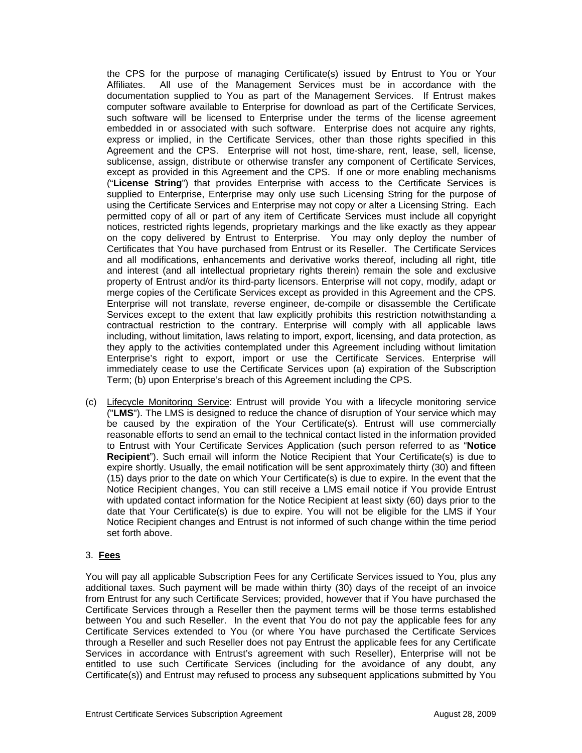the CPS for the purpose of managing Certificate(s) issued by Entrust to You or Your Affiliates. All use of the Management Services must be in accordance with the documentation supplied to You as part of the Management Services. If Entrust makes computer software available to Enterprise for download as part of the Certificate Services, such software will be licensed to Enterprise under the terms of the license agreement embedded in or associated with such software. Enterprise does not acquire any rights, express or implied, in the Certificate Services, other than those rights specified in this Agreement and the CPS. Enterprise will not host, time-share, rent, lease, sell, license, sublicense, assign, distribute or otherwise transfer any component of Certificate Services, except as provided in this Agreement and the CPS. If one or more enabling mechanisms ("**License String**") that provides Enterprise with access to the Certificate Services is supplied to Enterprise, Enterprise may only use such Licensing String for the purpose of using the Certificate Services and Enterprise may not copy or alter a Licensing String. Each permitted copy of all or part of any item of Certificate Services must include all copyright notices, restricted rights legends, proprietary markings and the like exactly as they appear on the copy delivered by Entrust to Enterprise. You may only deploy the number of Certificates that You have purchased from Entrust or its Reseller. The Certificate Services and all modifications, enhancements and derivative works thereof, including all right, title and interest (and all intellectual proprietary rights therein) remain the sole and exclusive property of Entrust and/or its third-party licensors. Enterprise will not copy, modify, adapt or merge copies of the Certificate Services except as provided in this Agreement and the CPS. Enterprise will not translate, reverse engineer, de-compile or disassemble the Certificate Services except to the extent that law explicitly prohibits this restriction notwithstanding a contractual restriction to the contrary. Enterprise will comply with all applicable laws including, without limitation, laws relating to import, export, licensing, and data protection, as they apply to the activities contemplated under this Agreement including without limitation Enterprise's right to export, import or use the Certificate Services. Enterprise will immediately cease to use the Certificate Services upon (a) expiration of the Subscription Term; (b) upon Enterprise's breach of this Agreement including the CPS.

(c) Lifecycle Monitoring Service: Entrust will provide You with a lifecycle monitoring service ("**LMS**"). The LMS is designed to reduce the chance of disruption of Your service which may be caused by the expiration of the Your Certificate(s). Entrust will use commercially reasonable efforts to send an email to the technical contact listed in the information provided to Entrust with Your Certificate Services Application (such person referred to as "**Notice Recipient**"). Such email will inform the Notice Recipient that Your Certificate(s) is due to expire shortly. Usually, the email notification will be sent approximately thirty (30) and fifteen (15) days prior to the date on which Your Certificate(s) is due to expire. In the event that the Notice Recipient changes, You can still receive a LMS email notice if You provide Entrust with updated contact information for the Notice Recipient at least sixty (60) days prior to the date that Your Certificate(s) is due to expire. You will not be eligible for the LMS if Your Notice Recipient changes and Entrust is not informed of such change within the time period set forth above.

3. **Fees**

You will pay all applicable Subscription Fees for any Certificate Services issued to You, plus any additional taxes. Such payment will be made within thirty (30) days of the receipt of an invoice from Entrust for any such Certificate Services; provided, however that if You have purchased the Certificate Services through a Reseller then the payment terms will be those terms established between You and such Reseller. In the event that You do not pay the applicable fees for any Certificate Services extended to You (or where You have purchased the Certificate Services through a Reseller and such Reseller does not pay Entrust the applicable fees for any Certificate Services in accordance with Entrust's agreement with such Reseller), Enterprise will not be entitled to use such Certificate Services (including for the avoidance of any doubt, any Certificate(s)) and Entrust may refused to process any subsequent applications submitted by You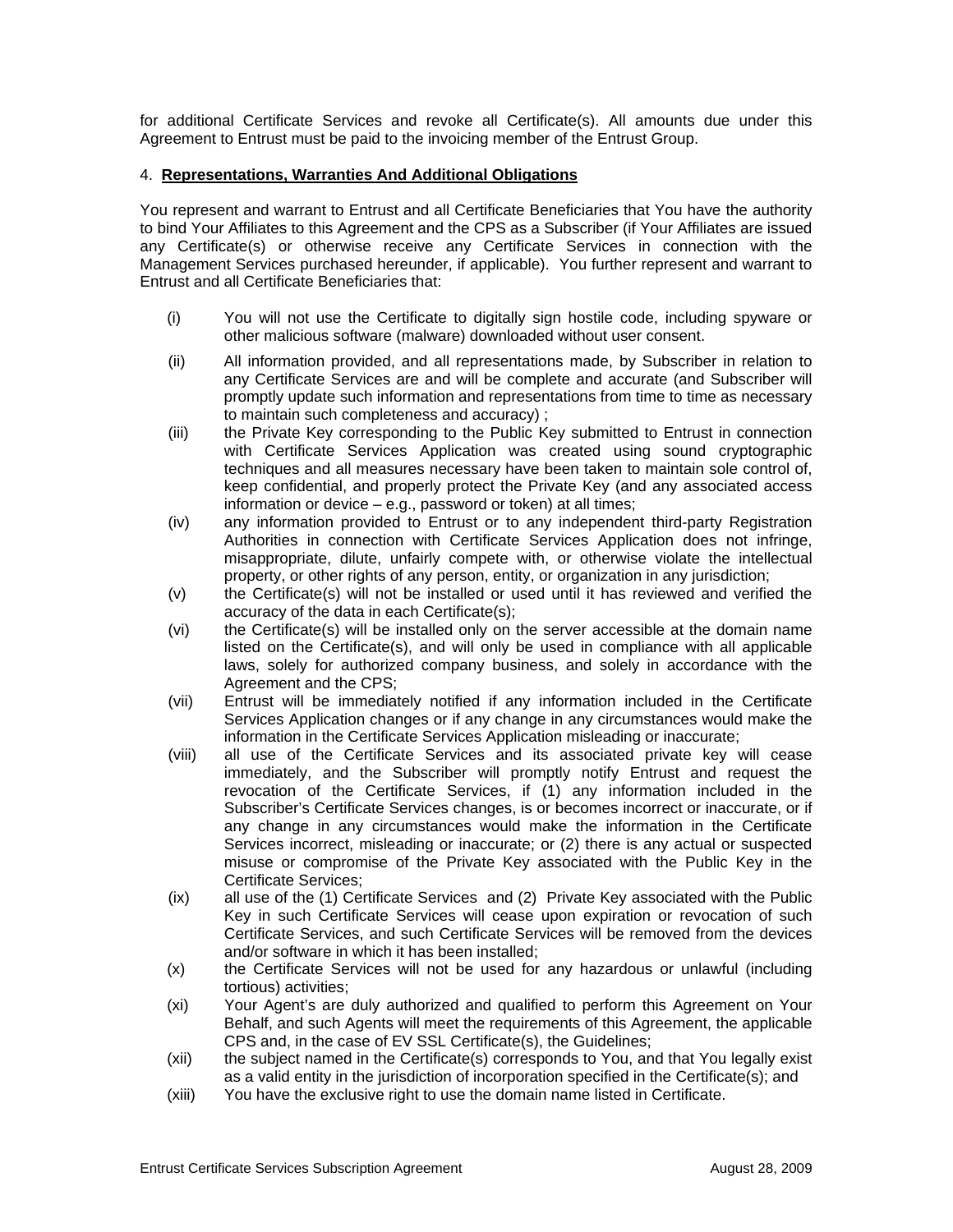for additional Certificate Services and revoke all Certificate(s). All amounts due under this Agreement to Entrust must be paid to the invoicing member of the Entrust Group.

4. **Representations, Warranties And Additional Obligations**

You represent and warrant to Entrust and all Certificate Beneficiaries that You have the authority to bind Your Affiliates to this Agreement and the CPS as a Subscriber (if Your Affiliates are issued any Certificate(s) or otherwise receive any Certificate Services in connection with the Management Services purchased hereunder, if applicable). You further represent and warrant to Entrust and all Certificate Beneficiaries that:

(i) You will not use the Certificate to digitally sign hostile code, including spyware or other malicious software (malware) downloaded without user consent.

(ii) All information provided, and all representations made, by Subscriber in relation to any Certificate Services are and will be complete and accurate (and Subscriber will promptly update such information and representations from time to time as necessary to maintain such completeness and accuracy) ;

(iii) the Private Key corresponding to the Public Key submitted to Entrust in connection with Certificate Services Application was created using sound cryptographic techniques and all measures necessary have been taken to maintain sole control of, keep confidential, and properly protect the Private Key (and any associated access information or device – e.g., password or token) at all times;

(iv) any information provided to Entrust or to any independent third-party Registration Authorities in connection with Certificate Services Application does not infringe, misappropriate, dilute, unfairly compete with, or otherwise violate the intellectual property, or other rights of any person, entity, or organization in any jurisdiction;

(v) the Certificate(s) will not be installed or used until it has reviewed and verified the accuracy of the data in each Certificate(s);

(vi) the Certificate(s) will be installed only on the server accessible at the domain name listed on the Certificate(s), and will only be used in compliance with all applicable laws, solely for authorized company business, and solely in accordance with the Agreement and the CPS;

(vii) Entrust will be immediately notified if any information included in the Certificate Services Application changes or if any change in any circumstances would make the information in the Certificate Services Application misleading or inaccurate;

(viii) all use of the Certificate Services and its associated private key will cease immediately, and the Subscriber will promptly notify Entrust and request the revocation of the Certificate Services, if (1) any information included in the Subscriber's Certificate Services changes, is or becomes incorrect or inaccurate, or if any change in any circumstances would make the information in the Certificate Services incorrect, misleading or inaccurate; or (2) there is any actual or suspected misuse or compromise of the Private Key associated with the Public Key in the Certificate Services;

(ix) all use of the (1) Certificate Services and (2) Private Key associated with the Public Key in such Certificate Services will cease upon expiration or revocation of such Certificate Services, and such Certificate Services will be removed from the devices and/or software in which it has been installed;

(x) the Certificate Services will not be used for any hazardous or unlawful (including tortious) activities;

(xi) Your Agent's are duly authorized and qualified to perform this Agreement on Your Behalf, and such Agents will meet the requirements of this Agreement, the applicable CPS and, in the case of EV SSL Certificate(s), the Guidelines;

(xii) the subject named in the Certificate(s) corresponds to You, and that You legally exist as a valid entity in the jurisdiction of incorporation specified in the Certificate(s); and

(xiii) You have the exclusive right to use the domain name listed in Certificate.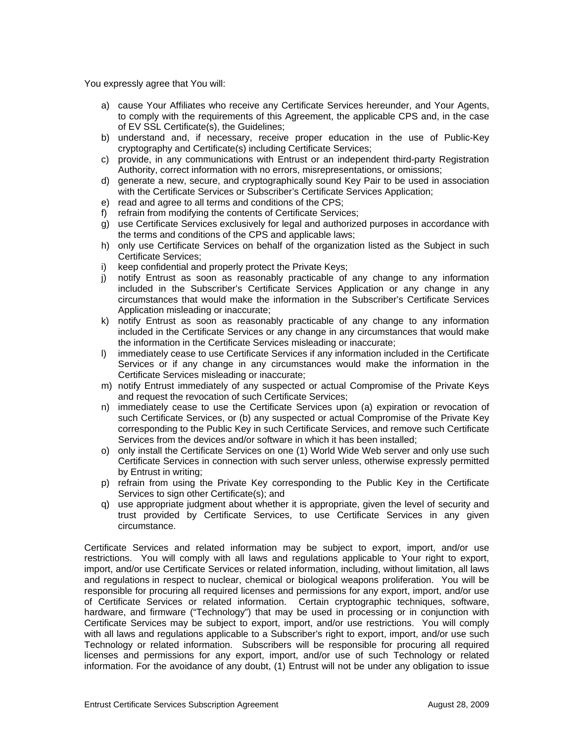You expressly agree that You will:

a) cause Your Affiliates who receive any Certificate Services hereunder, and Your Agents, to comply with the requirements of this Agreement, the applicable CPS and, in the case of EV SSL Certificate(s), the Guidelines;
b) understand and, if necessary, receive proper education in the use of Public-Key cryptography and Certificate(s) including Certificate Services;
c) provide, in any communications with Entrust or an independent third-party Registration Authority, correct information with no errors, misrepresentations, or omissions;
d) generate a new, secure, and cryptographically sound Key Pair to be used in association with the Certificate Services or Subscriber's Certificate Services Application;
e) read and agree to all terms and conditions of the CPS;
f) refrain from modifying the contents of Certificate Services;
g) use Certificate Services exclusively for legal and authorized purposes in accordance with the terms and conditions of the CPS and applicable laws;
h) only use Certificate Services on behalf of the organization listed as the Subject in such Certificate Services;
i) keep confidential and properly protect the Private Keys;
j) notify Entrust as soon as reasonably practicable of any change to any information included in the Subscriber's Certificate Services Application or any change in any circumstances that would make the information in the Subscriber's Certificate Services Application misleading or inaccurate;
k) notify Entrust as soon as reasonably practicable of any change to any information included in the Certificate Services or any change in any circumstances that would make the information in the Certificate Services misleading or inaccurate;
l) immediately cease to use Certificate Services if any information included in the Certificate Services or if any change in any circumstances would make the information in the Certificate Services misleading or inaccurate;
m) notify Entrust immediately of any suspected or actual Compromise of the Private Keys and request the revocation of such Certificate Services;
n) immediately cease to use the Certificate Services upon (a) expiration or revocation of such Certificate Services, or (b) any suspected or actual Compromise of the Private Key corresponding to the Public Key in such Certificate Services, and remove such Certificate Services from the devices and/or software in which it has been installed;
o) only install the Certificate Services on one (1) World Wide Web server and only use such Certificate Services in connection with such server unless, otherwise expressly permitted by Entrust in writing;
p) refrain from using the Private Key corresponding to the Public Key in the Certificate Services to sign other Certificate(s); and
q) use appropriate judgment about whether it is appropriate, given the level of security and trust provided by Certificate Services, to use Certificate Services in any given circumstance.

Certificate Services and related information may be subject to export, import, and/or use restrictions. You will comply with all laws and regulations applicable to Your right to export, import, and/or use Certificate Services or related information, including, without limitation, all laws and regulations in respect to nuclear, chemical or biological weapons proliferation. You will be responsible for procuring all required licenses and permissions for any export, import, and/or use of Certificate Services or related information. Certain cryptographic techniques, software, hardware, and firmware ("Technology") that may be used in processing or in conjunction with Certificate Services may be subject to export, import, and/or use restrictions. You will comply with all laws and regulations applicable to a Subscriber's right to export, import, and/or use such Technology or related information. Subscribers will be responsible for procuring all required licenses and permissions for any export, import, and/or use of such Technology or related information. For the avoidance of any doubt, (1) Entrust will not be under any obligation to issue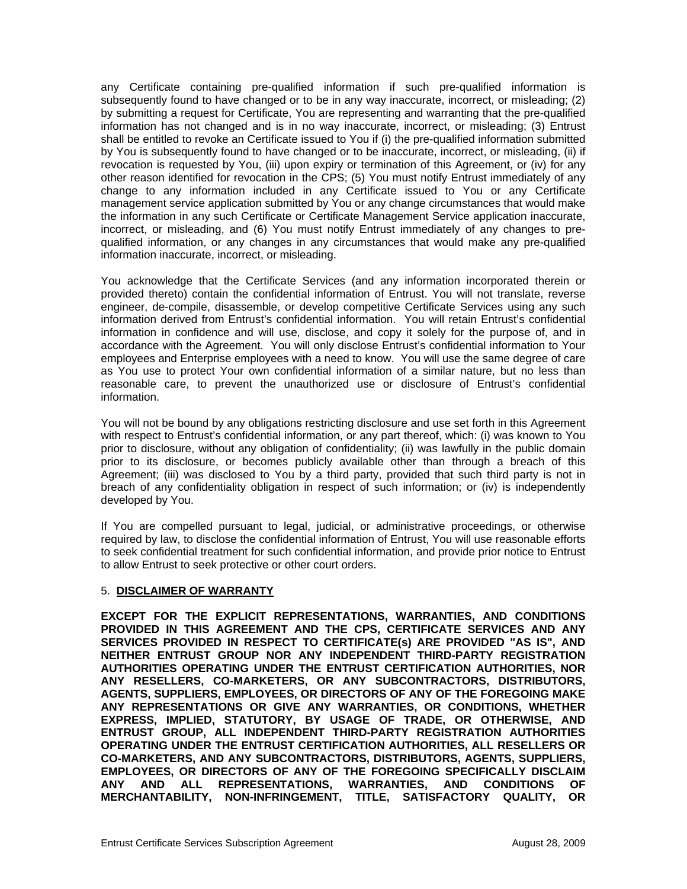any Certificate containing pre-qualified information if such pre-qualified information is subsequently found to have changed or to be in any way inaccurate, incorrect, or misleading; (2) by submitting a request for Certificate, You are representing and warranting that the pre-qualified information has not changed and is in no way inaccurate, incorrect, or misleading; (3) Entrust shall be entitled to revoke an Certificate issued to You if (i) the pre-qualified information submitted by You is subsequently found to have changed or to be inaccurate, incorrect, or misleading, (ii) if revocation is requested by You, (iii) upon expiry or termination of this Agreement, or (iv) for any other reason identified for revocation in the CPS; (5) You must notify Entrust immediately of any change to any information included in any Certificate issued to You or any Certificate management service application submitted by You or any change circumstances that would make the information in any such Certificate or Certificate Management Service application inaccurate, incorrect, or misleading, and (6) You must notify Entrust immediately of any changes to pre-qualified information, or any changes in any circumstances that would make any pre-qualified information inaccurate, incorrect, or misleading.

You acknowledge that the Certificate Services (and any information incorporated therein or provided thereto) contain the confidential information of Entrust. You will not translate, reverse engineer, de-compile, disassemble, or develop competitive Certificate Services using any such information derived from Entrust's confidential information. You will retain Entrust's confidential information in confidence and will use, disclose, and copy it solely for the purpose of, and in accordance with the Agreement. You will only disclose Entrust's confidential information to Your employees and Enterprise employees with a need to know. You will use the same degree of care as You use to protect Your own confidential information of a similar nature, but no less than reasonable care, to prevent the unauthorized use or disclosure of Entrust's confidential information.

You will not be bound by any obligations restricting disclosure and use set forth in this Agreement with respect to Entrust's confidential information, or any part thereof, which: (i) was known to You prior to disclosure, without any obligation of confidentiality; (ii) was lawfully in the public domain prior to its disclosure, or becomes publicly available other than through a breach of this Agreement; (iii) was disclosed to You by a third party, provided that such third party is not in breach of any confidentiality obligation in respect of such information; or (iv) is independently developed by You.

If You are compelled pursuant to legal, judicial, or administrative proceedings, or otherwise required by law, to disclose the confidential information of Entrust, You will use reasonable efforts to seek confidential treatment for such confidential information, and provide prior notice to Entrust to allow Entrust to seek protective or other court orders.

## 5. DISCLAIMER OF WARRANTY

**EXCEPT FOR THE EXPLICIT REPRESENTATIONS, WARRANTIES, AND CONDITIONS PROVIDED IN THIS AGREEMENT AND THE CPS, CERTIFICATE SERVICES AND ANY SERVICES PROVIDED IN RESPECT TO CERTIFICATE(s) ARE PROVIDED "AS IS", AND NEITHER ENTRUST GROUP NOR ANY INDEPENDENT THIRD-PARTY REGISTRATION AUTHORITIES OPERATING UNDER THE ENTRUST CERTIFICATION AUTHORITIES, NOR ANY RESELLERS, CO-MARKETERS, OR ANY SUBCONTRACTORS, DISTRIBUTORS, AGENTS, SUPPLIERS, EMPLOYEES, OR DIRECTORS OF ANY OF THE FOREGOING MAKE ANY REPRESENTATIONS OR GIVE ANY WARRANTIES, OR CONDITIONS, WHETHER EXPRESS, IMPLIED, STATUTORY, BY USAGE OF TRADE, OR OTHERWISE, AND ENTRUST GROUP, ALL INDEPENDENT THIRD-PARTY REGISTRATION AUTHORITIES OPERATING UNDER THE ENTRUST CERTIFICATION AUTHORITIES, ALL RESELLERS OR CO-MARKETERS, AND ANY SUBCONTRACTORS, DISTRIBUTORS, AGENTS, SUPPLIERS, EMPLOYEES, OR DIRECTORS OF ANY OF THE FOREGOING SPECIFICALLY DISCLAIM ANY AND ALL REPRESENTATIONS, WARRANTIES, AND CONDITIONS OF MERCHANTABILITY, NON-INFRINGEMENT, TITLE, SATISFACTORY QUALITY, OR**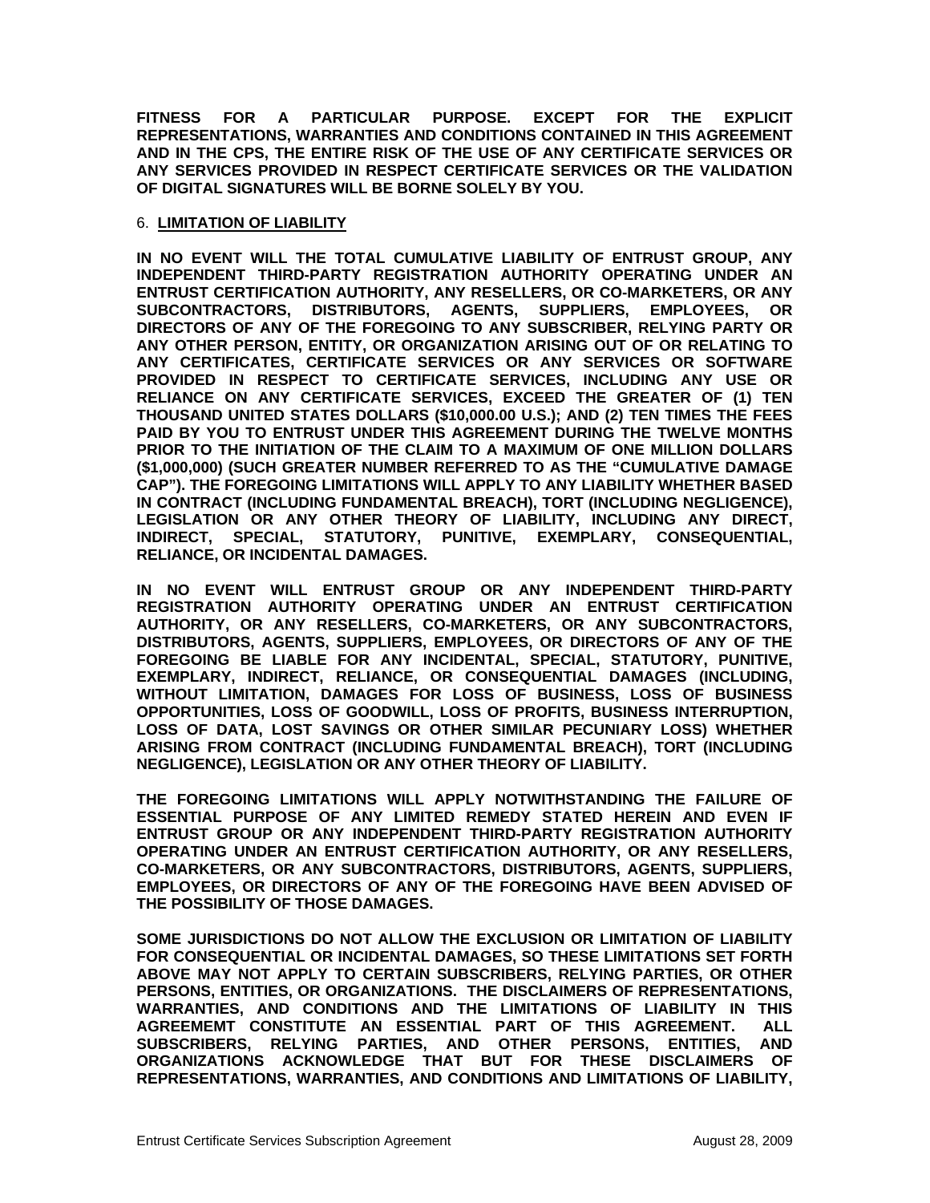**FITNESS FOR A PARTICULAR PURPOSE. EXCEPT FOR THE EXPLICIT REPRESENTATIONS, WARRANTIES AND CONDITIONS CONTAINED IN THIS AGREEMENT AND IN THE CPS, THE ENTIRE RISK OF THE USE OF ANY CERTIFICATE SERVICES OR ANY SERVICES PROVIDED IN RESPECT CERTIFICATE SERVICES OR THE VALIDATION OF DIGITAL SIGNATURES WILL BE BORNE SOLELY BY YOU.**

6. **LIMITATION OF LIABILITY**

**IN NO EVENT WILL THE TOTAL CUMULATIVE LIABILITY OF ENTRUST GROUP, ANY INDEPENDENT THIRD-PARTY REGISTRATION AUTHORITY OPERATING UNDER AN ENTRUST CERTIFICATION AUTHORITY, ANY RESELLERS, OR CO-MARKETERS, OR ANY SUBCONTRACTORS, DISTRIBUTORS, AGENTS, SUPPLIERS, EMPLOYEES, OR DIRECTORS OF ANY OF THE FOREGOING TO ANY SUBSCRIBER, RELYING PARTY OR ANY OTHER PERSON, ENTITY, OR ORGANIZATION ARISING OUT OF OR RELATING TO ANY CERTIFICATES, CERTIFICATE SERVICES OR ANY SERVICES OR SOFTWARE PROVIDED IN RESPECT TO CERTIFICATE SERVICES, INCLUDING ANY USE OR RELIANCE ON ANY CERTIFICATE SERVICES, EXCEED THE GREATER OF (1) TEN THOUSAND UNITED STATES DOLLARS ($10,000.00 U.S.); AND (2) TEN TIMES THE FEES PAID BY YOU TO ENTRUST UNDER THIS AGREEMENT DURING THE TWELVE MONTHS PRIOR TO THE INITIATION OF THE CLAIM TO A MAXIMUM OF ONE MILLION DOLLARS ($1,000,000) (SUCH GREATER NUMBER REFERRED TO AS THE "CUMULATIVE DAMAGE CAP"). THE FOREGOING LIMITATIONS WILL APPLY TO ANY LIABILITY WHETHER BASED IN CONTRACT (INCLUDING FUNDAMENTAL BREACH), TORT (INCLUDING NEGLIGENCE), LEGISLATION OR ANY OTHER THEORY OF LIABILITY, INCLUDING ANY DIRECT, INDIRECT, SPECIAL, STATUTORY, PUNITIVE, EXEMPLARY, CONSEQUENTIAL, RELIANCE, OR INCIDENTAL DAMAGES.**

**IN NO EVENT WILL ENTRUST GROUP OR ANY INDEPENDENT THIRD-PARTY REGISTRATION AUTHORITY OPERATING UNDER AN ENTRUST CERTIFICATION AUTHORITY, OR ANY RESELLERS, CO-MARKETERS, OR ANY SUBCONTRACTORS, DISTRIBUTORS, AGENTS, SUPPLIERS, EMPLOYEES, OR DIRECTORS OF ANY OF THE FOREGOING BE LIABLE FOR ANY INCIDENTAL, SPECIAL, STATUTORY, PUNITIVE, EXEMPLARY, INDIRECT, RELIANCE, OR CONSEQUENTIAL DAMAGES (INCLUDING, WITHOUT LIMITATION, DAMAGES FOR LOSS OF BUSINESS, LOSS OF BUSINESS OPPORTUNITIES, LOSS OF GOODWILL, LOSS OF PROFITS, BUSINESS INTERRUPTION, LOSS OF DATA, LOST SAVINGS OR OTHER SIMILAR PECUNIARY LOSS) WHETHER ARISING FROM CONTRACT (INCLUDING FUNDAMENTAL BREACH), TORT (INCLUDING NEGLIGENCE), LEGISLATION OR ANY OTHER THEORY OF LIABILITY.**

**THE FOREGOING LIMITATIONS WILL APPLY NOTWITHSTANDING THE FAILURE OF ESSENTIAL PURPOSE OF ANY LIMITED REMEDY STATED HEREIN AND EVEN IF ENTRUST GROUP OR ANY INDEPENDENT THIRD-PARTY REGISTRATION AUTHORITY OPERATING UNDER AN ENTRUST CERTIFICATION AUTHORITY, OR ANY RESELLERS, CO-MARKETERS, OR ANY SUBCONTRACTORS, DISTRIBUTORS, AGENTS, SUPPLIERS, EMPLOYEES, OR DIRECTORS OF ANY OF THE FOREGOING HAVE BEEN ADVISED OF THE POSSIBILITY OF THOSE DAMAGES.**

**SOME JURISDICTIONS DO NOT ALLOW THE EXCLUSION OR LIMITATION OF LIABILITY FOR CONSEQUENTIAL OR INCIDENTAL DAMAGES, SO THESE LIMITATIONS SET FORTH ABOVE MAY NOT APPLY TO CERTAIN SUBSCRIBERS, RELYING PARTIES, OR OTHER PERSONS, ENTITIES, OR ORGANIZATIONS. THE DISCLAIMERS OF REPRESENTATIONS, WARRANTIES, AND CONDITIONS AND THE LIMITATIONS OF LIABILITY IN THIS AGREEMEMT CONSTITUTE AN ESSENTIAL PART OF THIS AGREEMENT. ALL SUBSCRIBERS, RELYING PARTIES, AND OTHER PERSONS, ENTITIES, AND ORGANIZATIONS ACKNOWLEDGE THAT BUT FOR THESE DISCLAIMERS OF REPRESENTATIONS, WARRANTIES, AND CONDITIONS AND LIMITATIONS OF LIABILITY,**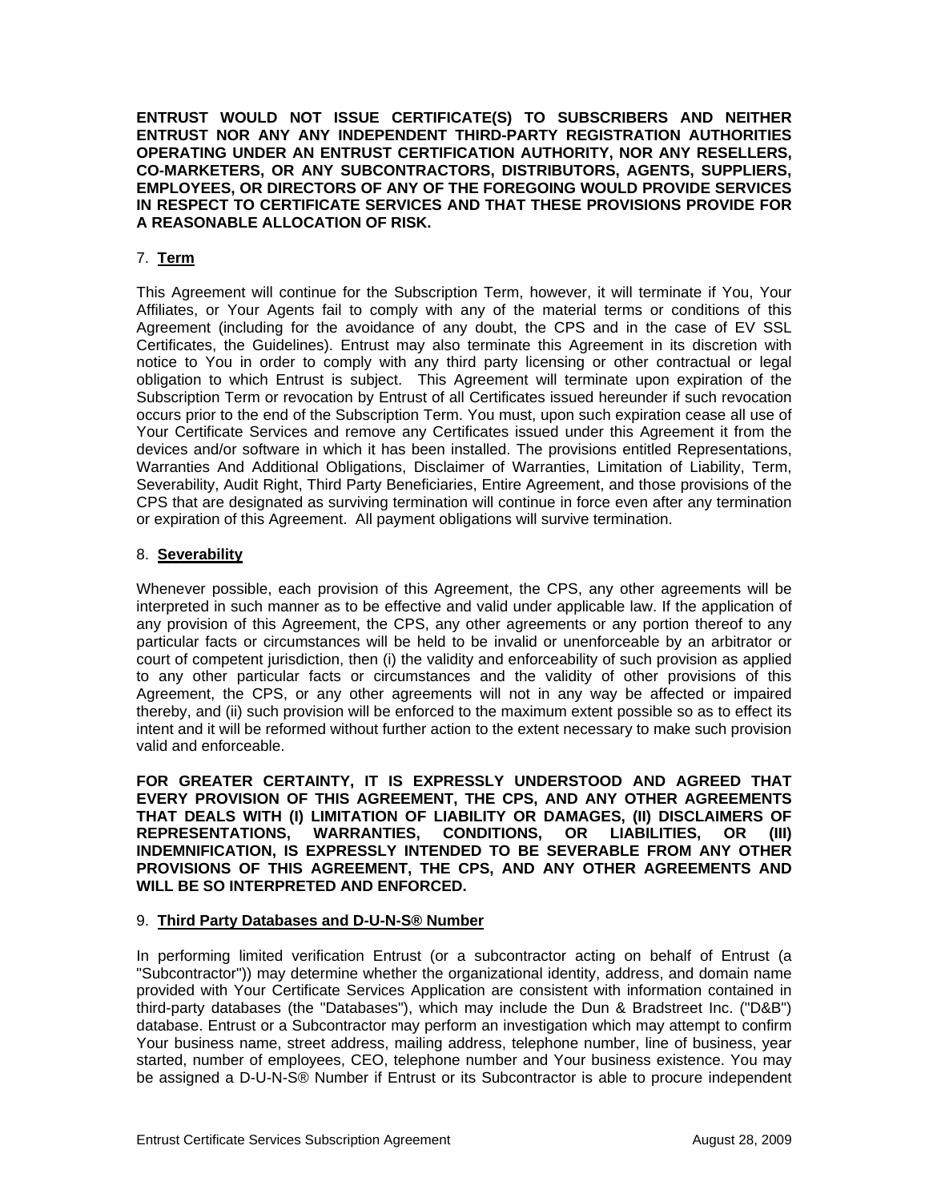**ENTRUST WOULD NOT ISSUE CERTIFICATE(S) TO SUBSCRIBERS AND NEITHER ENTRUST NOR ANY ANY INDEPENDENT THIRD-PARTY REGISTRATION AUTHORITIES OPERATING UNDER AN ENTRUST CERTIFICATION AUTHORITY, NOR ANY RESELLERS, CO-MARKETERS, OR ANY SUBCONTRACTORS, DISTRIBUTORS, AGENTS, SUPPLIERS, EMPLOYEES, OR DIRECTORS OF ANY OF THE FOREGOING WOULD PROVIDE SERVICES IN RESPECT TO CERTIFICATE SERVICES AND THAT THESE PROVISIONS PROVIDE FOR A REASONABLE ALLOCATION OF RISK.**

7. **Term**

This Agreement will continue for the Subscription Term, however, it will terminate if You, Your Affiliates, or Your Agents fail to comply with any of the material terms or conditions of this Agreement (including for the avoidance of any doubt, the CPS and in the case of EV SSL Certificates, the Guidelines). Entrust may also terminate this Agreement in its discretion with notice to You in order to comply with any third party licensing or other contractual or legal obligation to which Entrust is subject. This Agreement will terminate upon expiration of the Subscription Term or revocation by Entrust of all Certificates issued hereunder if such revocation occurs prior to the end of the Subscription Term. You must, upon such expiration cease all use of Your Certificate Services and remove any Certificates issued under this Agreement it from the devices and/or software in which it has been installed. The provisions entitled Representations, Warranties And Additional Obligations, Disclaimer of Warranties, Limitation of Liability, Term, Severability, Audit Right, Third Party Beneficiaries, Entire Agreement, and those provisions of the CPS that are designated as surviving termination will continue in force even after any termination or expiration of this Agreement. All payment obligations will survive termination.

8. **Severability**

Whenever possible, each provision of this Agreement, the CPS, any other agreements will be interpreted in such manner as to be effective and valid under applicable law. If the application of any provision of this Agreement, the CPS, any other agreements or any portion thereof to any particular facts or circumstances will be held to be invalid or unenforceable by an arbitrator or court of competent jurisdiction, then (i) the validity and enforceability of such provision as applied to any other particular facts or circumstances and the validity of other provisions of this Agreement, the CPS, or any other agreements will not in any way be affected or impaired thereby, and (ii) such provision will be enforced to the maximum extent possible so as to effect its intent and it will be reformed without further action to the extent necessary to make such provision valid and enforceable.

**FOR GREATER CERTAINTY, IT IS EXPRESSLY UNDERSTOOD AND AGREED THAT EVERY PROVISION OF THIS AGREEMENT, THE CPS, AND ANY OTHER AGREEMENTS THAT DEALS WITH (I) LIMITATION OF LIABILITY OR DAMAGES, (II) DISCLAIMERS OF REPRESENTATIONS, WARRANTIES, CONDITIONS, OR LIABILITIES, OR (III) INDEMNIFICATION, IS EXPRESSLY INTENDED TO BE SEVERABLE FROM ANY OTHER PROVISIONS OF THIS AGREEMENT, THE CPS, AND ANY OTHER AGREEMENTS AND WILL BE SO INTERPRETED AND ENFORCED.**

9. **Third Party Databases and D-U-N-S® Number**

In performing limited verification Entrust (or a subcontractor acting on behalf of Entrust (a "Subcontractor")) may determine whether the organizational identity, address, and domain name provided with Your Certificate Services Application are consistent with information contained in third-party databases (the "Databases"), which may include the Dun & Bradstreet Inc. ("D&B") database. Entrust or a Subcontractor may perform an investigation which may attempt to confirm Your business name, street address, mailing address, telephone number, line of business, year started, number of employees, CEO, telephone number and Your business existence. You may be assigned a D-U-N-S® Number if Entrust or its Subcontractor is able to procure independent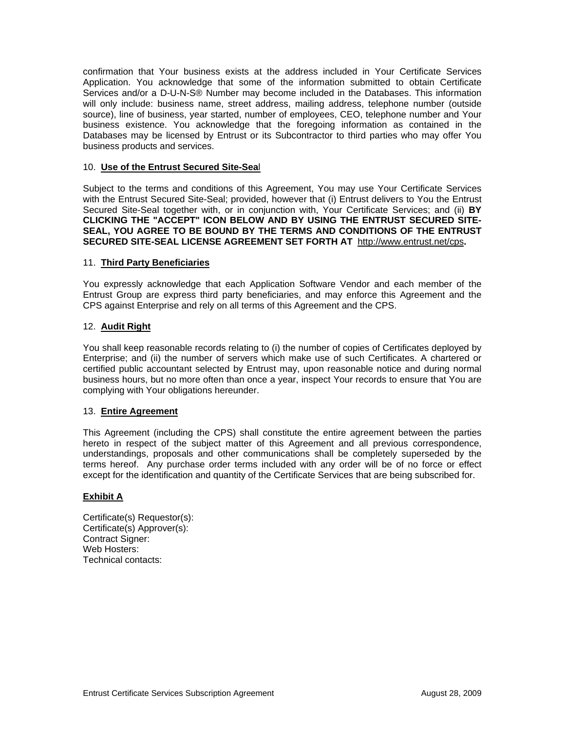confirmation that Your business exists at the address included in Your Certificate Services Application. You acknowledge that some of the information submitted to obtain Certificate Services and/or a D-U-N-S® Number may become included in the Databases. This information will only include: business name, street address, mailing address, telephone number (outside source), line of business, year started, number of employees, CEO, telephone number and Your business existence. You acknowledge that the foregoing information as contained in the Databases may be licensed by Entrust or its Subcontractor to third parties who may offer You business products and services.

10. **Use of the Entrust Secured Site-Seal**

Subject to the terms and conditions of this Agreement, You may use Your Certificate Services with the Entrust Secured Site-Seal; provided, however that (i) Entrust delivers to You the Entrust Secured Site-Seal together with, or in conjunction with, Your Certificate Services; and (ii) **BY CLICKING THE "ACCEPT" ICON BELOW AND BY USING THE ENTRUST SECURED SITE-SEAL, YOU AGREE TO BE BOUND BY THE TERMS AND CONDITIONS OF THE ENTRUST SECURED SITE-SEAL LICENSE AGREEMENT SET FORTH AT** http://www.entrust.net/cps**.**

11. **Third Party Beneficiaries**

You expressly acknowledge that each Application Software Vendor and each member of the Entrust Group are express third party beneficiaries, and may enforce this Agreement and the CPS against Enterprise and rely on all terms of this Agreement and the CPS.

12. **Audit Right**

You shall keep reasonable records relating to (i) the number of copies of Certificates deployed by Enterprise; and (ii) the number of servers which make use of such Certificates. A chartered or certified public accountant selected by Entrust may, upon reasonable notice and during normal business hours, but no more often than once a year, inspect Your records to ensure that You are complying with Your obligations hereunder.

13. **Entire Agreement**

This Agreement (including the CPS) shall constitute the entire agreement between the parties hereto in respect of the subject matter of this Agreement and all previous correspondence, understandings, proposals and other communications shall be completely superseded by the terms hereof. Any purchase order terms included with any order will be of no force or effect except for the identification and quantity of the Certificate Services that are being subscribed for.

**Exhibit A**

Certificate(s) Requestor(s):
Certificate(s) Approver(s):
Contract Signer:
Web Hosters:
Technical contacts: